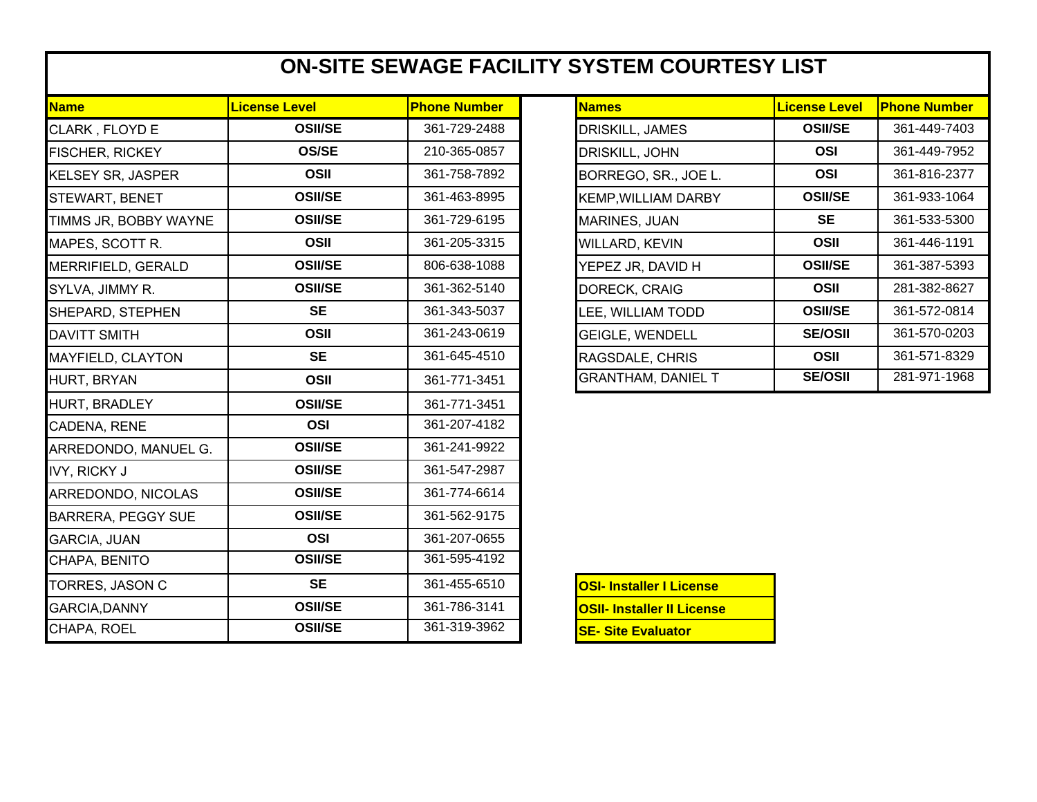# ON-SITE SEWAGE FACILITY SYSTEM COURTESY LIST

| Name | License Level | Phone Number |
|---|---|---|
| CLARK , FLOYD E | OSII/SE | 361-729-2488 |
| FISCHER, RICKEY | OS/SE | 210-365-0857 |
| KELSEY SR, JASPER | OSII | 361-758-7892 |
| STEWART, BENET | OSII/SE | 361-463-8995 |
| TIMMS JR, BOBBY WAYNE | OSII/SE | 361-729-6195 |
| MAPES, SCOTT R. | OSII | 361-205-3315 |
| MERRIFIELD, GERALD | OSII/SE | 806-638-1088 |
| SYLVA, JIMMY R. | OSII/SE | 361-362-5140 |
| SHEPARD, STEPHEN | SE | 361-343-5037 |
| DAVITT SMITH | OSII | 361-243-0619 |
| MAYFIELD, CLAYTON | SE | 361-645-4510 |
| HURT, BRYAN | OSII | 361-771-3451 |
| HURT, BRADLEY | OSII/SE | 361-771-3451 |
| CADENA, RENE | OSI | 361-207-4182 |
| ARREDONDO, MANUEL G. | OSII/SE | 361-241-9922 |
| IVY, RICKY J | OSII/SE | 361-547-2987 |
| ARREDONDO, NICOLAS | OSII/SE | 361-774-6614 |
| BARRERA, PEGGY SUE | OSII/SE | 361-562-9175 |
| GARCIA, JUAN | OSI | 361-207-0655 |
| CHAPA, BENITO | OSII/SE | 361-595-4192 |
| TORRES, JASON C | SE | 361-455-6510 |
| GARCIA,DANNY | OSII/SE | 361-786-3141 |
| CHAPA, ROEL | OSII/SE | 361-319-3962 |

| Names | License Level | Phone Number |
|---|---|---|
| DRISKILL, JAMES | OSII/SE | 361-449-7403 |
| DRISKILL, JOHN | OSI | 361-449-7952 |
| BORREGO, SR., JOE L. | OSI | 361-816-2377 |
| KEMP,WILLIAM DARBY | OSII/SE | 361-933-1064 |
| MARINES, JUAN | SE | 361-533-5300 |
| WILLARD, KEVIN | OSII | 361-446-1191 |
| YEPEZ JR, DAVID H | OSII/SE | 361-387-5393 |
| DORECK, CRAIG | OSII | 281-382-8627 |
| LEE, WILLIAM TODD | OSII/SE | 361-572-0814 |
| GEIGLE, WENDELL | SE/OSII | 361-570-0203 |
| RAGSDALE, CHRIS | OSII | 361-571-8329 |
| GRANTHAM, DANIEL T | SE/OSII | 281-971-1968 |

**OSI- Installer I License**

**OSII- Installer II License**

**SE- Site Evaluator**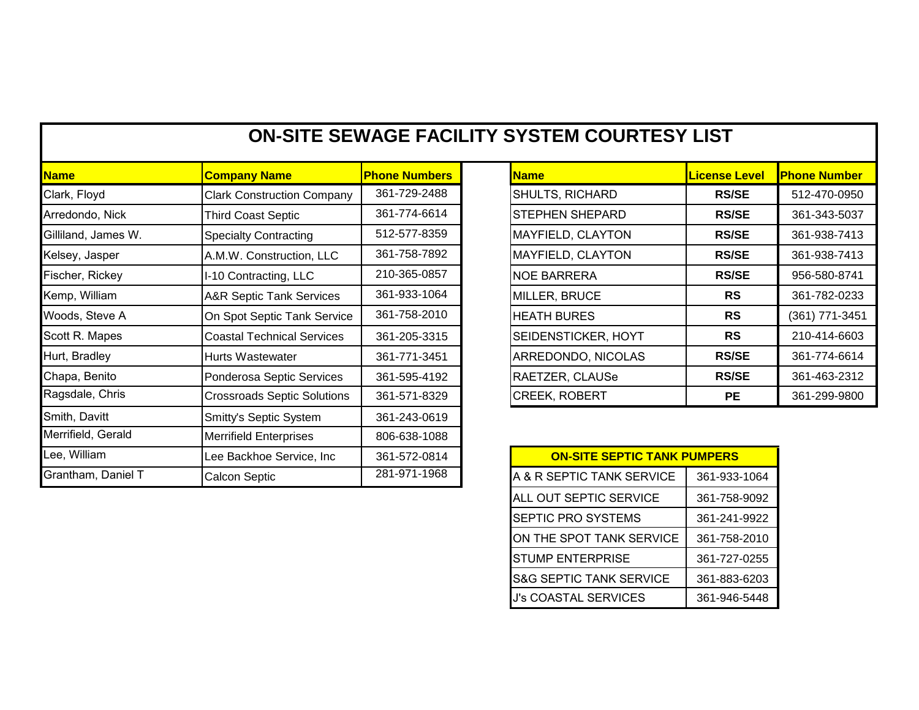# ON-SITE SEWAGE FACILITY SYSTEM COURTESY LIST

| Name | Company Name | Phone Numbers |
|---|---|---|
| Clark, Floyd | Clark Construction Company | 361-729-2488 |
| Arredondo, Nick | Third Coast Septic | 361-774-6614 |
| Gilliland, James W. | Specialty Contracting | 512-577-8359 |
| Kelsey, Jasper | A.M.W. Construction, LLC | 361-758-7892 |
| Fischer, Rickey | I-10 Contracting, LLC | 210-365-0857 |
| Kemp, William | A&R Septic Tank Services | 361-933-1064 |
| Woods, Steve A | On Spot Septic Tank Service | 361-758-2010 |
| Scott R. Mapes | Coastal Technical Services | 361-205-3315 |
| Hurt, Bradley | Hurts Wastewater | 361-771-3451 |
| Chapa, Benito | Ponderosa Septic Services | 361-595-4192 |
| Ragsdale, Chris | Crossroads Septic Solutions | 361-571-8329 |
| Smith, Davitt | Smitty's Septic System | 361-243-0619 |
| Merrifield, Gerald | Merrifield Enterprises | 806-638-1088 |
| Lee, William | Lee Backhoe Service, Inc | 361-572-0814 |
| Grantham, Daniel T | Calcon Septic | 281-971-1968 |

| Name | License Level | Phone Number |
|---|---|---|
| SHULTS, RICHARD | **RS/SE** | 512-470-0950 |
| STEPHEN SHEPARD | **RS/SE** | 361-343-5037 |
| MAYFIELD, CLAYTON | **RS/SE** | 361-938-7413 |
| MAYFIELD, CLAYTON | **RS/SE** | 361-938-7413 |
| NOE BARRERA | **RS/SE** | 956-580-8741 |
| MILLER, BRUCE | **RS** | 361-782-0233 |
| HEATH BURES | **RS** | (361) 771-3451 |
| SEIDENSTICKER, HOYT | **RS** | 210-414-6603 |
| ARREDONDO, NICOLAS | **RS/SE** | 361-774-6614 |
| RAETZER, CLAUSe | **RS/SE** | 361-463-2312 |
| CREEK, ROBERT | **PE** | 361-299-9800 |

| ON-SITE SEPTIC TANK PUMPERS | |
|---|---|
| A & R SEPTIC TANK SERVICE | 361-933-1064 |
| ALL OUT SEPTIC SERVICE | 361-758-9092 |
| SEPTIC PRO SYSTEMS | 361-241-9922 |
| ON THE SPOT TANK SERVICE | 361-758-2010 |
| STUMP ENTERPRISE | 361-727-0255 |
| S&G SEPTIC TANK SERVICE | 361-883-6203 |
| J's COASTAL SERVICES | 361-946-5448 |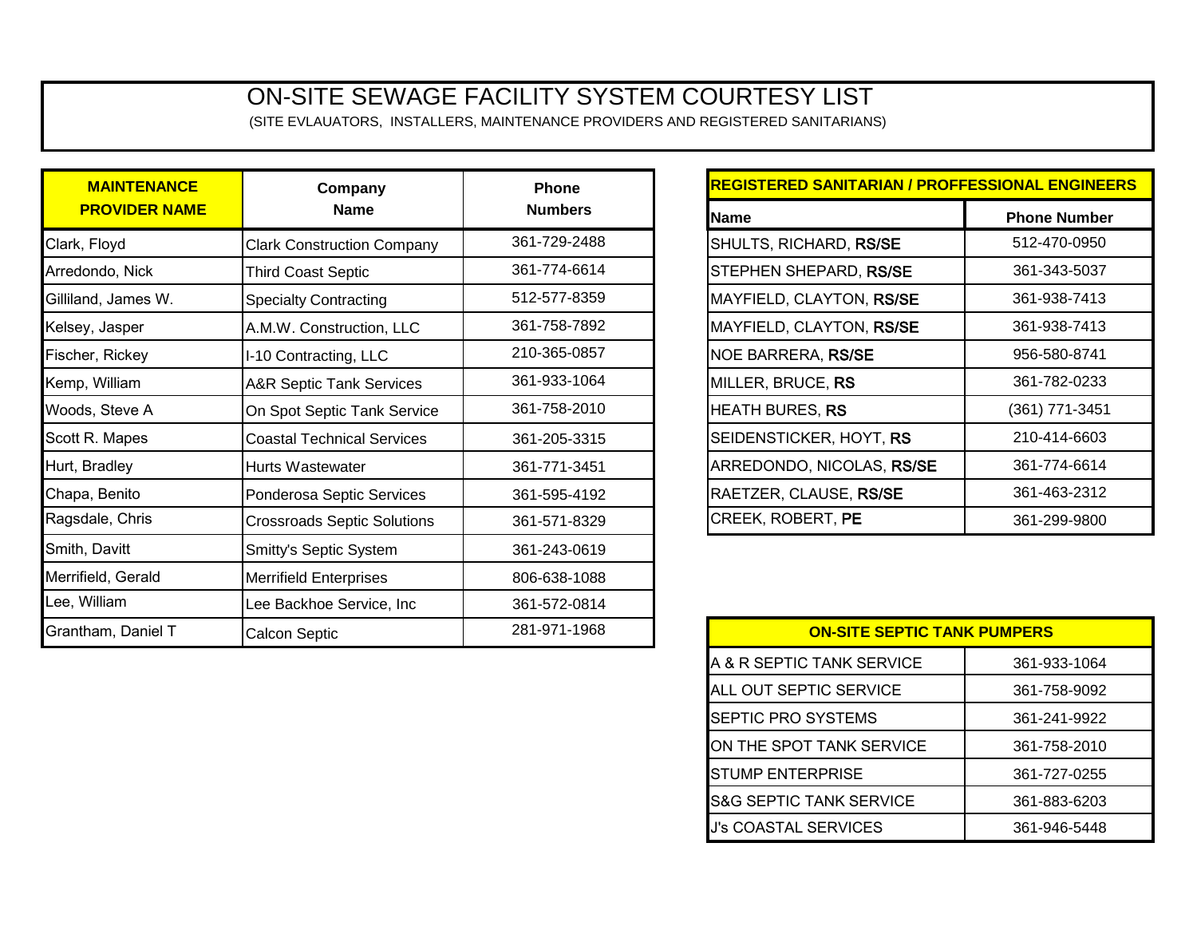# ON-SITE SEWAGE FACILITY SYSTEM COURTESY LIST

(SITE EVLAUATORS, INSTALLERS, MAINTENANCE PROVIDERS AND REGISTERED SANITARIANS)

| MAINTENANCE PROVIDER NAME | Company Name | Phone Numbers |
|---|---|---|
| Clark, Floyd | Clark Construction Company | 361-729-2488 |
| Arredondo, Nick | Third Coast Septic | 361-774-6614 |
| Gilliland, James W. | Specialty Contracting | 512-577-8359 |
| Kelsey, Jasper | A.M.W. Construction, LLC | 361-758-7892 |
| Fischer, Rickey | I-10 Contracting, LLC | 210-365-0857 |
| Kemp, William | A&R Septic Tank Services | 361-933-1064 |
| Woods, Steve A | On Spot Septic Tank Service | 361-758-2010 |
| Scott R. Mapes | Coastal Technical Services | 361-205-3315 |
| Hurt, Bradley | Hurts Wastewater | 361-771-3451 |
| Chapa, Benito | Ponderosa Septic Services | 361-595-4192 |
| Ragsdale, Chris | Crossroads Septic Solutions | 361-571-8329 |
| Smith, Davitt | Smitty's Septic System | 361-243-0619 |
| Merrifield, Gerald | Merrifield Enterprises | 806-638-1088 |
| Lee, William | Lee Backhoe Service, Inc | 361-572-0814 |
| Grantham, Daniel T | Calcon Septic | 281-971-1968 |

| REGISTERED SANITARIAN / PROFFESSIONAL ENGINEERS | |
|---|---|
| **Name** | **Phone Number** |
| SHULTS, RICHARD, **RS/SE** | 512-470-0950 |
| STEPHEN SHEPARD, **RS/SE** | 361-343-5037 |
| MAYFIELD, CLAYTON, **RS/SE** | 361-938-7413 |
| MAYFIELD, CLAYTON, **RS/SE** | 361-938-7413 |
| NOE BARRERA, **RS/SE** | 956-580-8741 |
| MILLER, BRUCE, **RS** | 361-782-0233 |
| HEATH BURES, **RS** | (361) 771-3451 |
| SEIDENSTICKER, HOYT, **RS** | 210-414-6603 |
| ARREDONDO, NICOLAS, **RS/SE** | 361-774-6614 |
| RAETZER, CLAUSE, **RS/SE** | 361-463-2312 |
| CREEK, ROBERT, **PE** | 361-299-9800 |

| ON-SITE SEPTIC TANK PUMPERS | |
|---|---|
| A & R SEPTIC TANK SERVICE | 361-933-1064 |
| ALL OUT SEPTIC SERVICE | 361-758-9092 |
| SEPTIC PRO SYSTEMS | 361-241-9922 |
| ON THE SPOT TANK SERVICE | 361-758-2010 |
| STUMP ENTERPRISE | 361-727-0255 |
| S&G SEPTIC TANK SERVICE | 361-883-6203 |
| J's COASTAL SERVICES | 361-946-5448 |